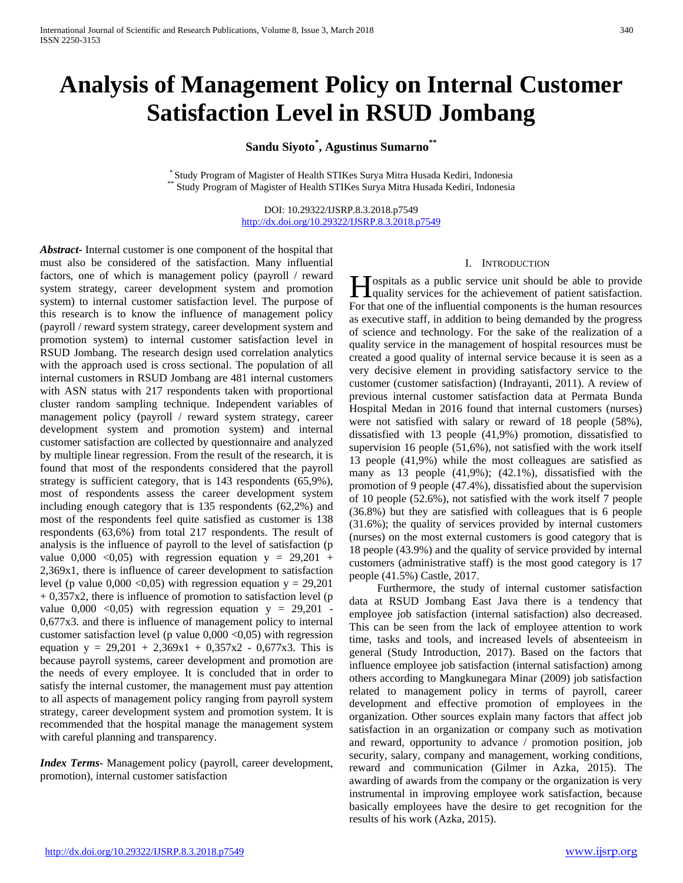# Analysis of Management Policy on Internal Customer Satisfaction Level in RSUD Jombang

**Sandu Siyoto[*], Agustinus Sumarno[**]**

[*] Study Program of Magister of Health STIKes Surya Mitra Husada Kediri, Indonesia
[**] Study Program of Magister of Health STIKes Surya Mitra Husada Kediri, Indonesia

DOI: 10.29322/IJSRP.8.3.2018.p7549
http://dx.doi.org/10.29322/IJSRP.8.3.2018.p7549

***Abstract*-** Internal customer is one component of the hospital that must also be considered of the satisfaction. Many influential factors, one of which is management policy (payroll / reward system strategy, career development system and promotion system) to internal customer satisfaction level. The purpose of this research is to know the influence of management policy (payroll / reward system strategy, career development system and promotion system) to internal customer satisfaction level in RSUD Jombang. The research design used correlation analytics with the approach used is cross sectional. The population of all internal customers in RSUD Jombang are 481 internal customers with ASN status with 217 respondents taken with proportional cluster random sampling technique. Independent variables of management policy (payroll / reward system strategy, career development system and promotion system) and internal customer satisfaction are collected by questionnaire and analyzed by multiple linear regression. From the result of the research, it is found that most of the respondents considered that the payroll strategy is sufficient category, that is 143 respondents (65,9%), most of respondents assess the career development system including enough category that is 135 respondents (62,2%) and most of the respondents feel quite satisfied as customer is 138 respondents (63,6%) from total 217 respondents. The result of analysis is the influence of payroll to the level of satisfaction (p value 0,000 <0,05) with regression equation $y = 29{,}201 + 2{,}369x1$, there is influence of career development to satisfaction level (p value 0,000 <0,05) with regression equation $y = 29{,}201 + 0{,}357x2$, there is influence of promotion to satisfaction level (p value 0,000 <0,05) with regression equation $y = 29{,}201 - 0{,}677x3$. and there is influence of management policy to internal customer satisfaction level (p value 0,000 <0,05) with regression equation $y = 29{,}201 + 2{,}369x1 + 0{,}357x2 - 0{,}677x3$. This is because payroll systems, career development and promotion are the needs of every employee. It is concluded that in order to satisfy the internal customer, the management must pay attention to all aspects of management policy ranging from payroll system strategy, career development system and promotion system. It is recommended that the hospital manage the management system with careful planning and transparency.

***Index Terms*-** Management policy (payroll, career development, promotion), internal customer satisfaction

## I. Introduction

Hospitals as a public service unit should be able to provide quality services for the achievement of patient satisfaction. For that one of the influential components is the human resources as executive staff, in addition to being demanded by the progress of science and technology. For the sake of the realization of a quality service in the management of hospital resources must be created a good quality of internal service because it is seen as a very decisive element in providing satisfactory service to the customer (customer satisfaction) (Indrayanti, 2011). A review of previous internal customer satisfaction data at Permata Bunda Hospital Medan in 2016 found that internal customers (nurses) were not satisfied with salary or reward of 18 people (58%), dissatisfied with 13 people (41,9%) promotion, dissatisfied to supervision 16 people (51,6%), not satisfied with the work itself 13 people (41,9%) while the most colleagues are satisfied as many as 13 people (41,9%); (42.1%), dissatisfied with the promotion of 9 people (47.4%), dissatisfied about the supervision of 10 people (52.6%), not satisfied with the work itself 7 people (36.8%) but they are satisfied with colleagues that is 6 people (31.6%); the quality of services provided by internal customers (nurses) on the most external customers is good category that is 18 people (43.9%) and the quality of service provided by internal customers (administrative staff) is the most good category is 17 people (41.5%) Castle, 2017.

Furthermore, the study of internal customer satisfaction data at RSUD Jombang East Java there is a tendency that employee job satisfaction (internal satisfaction) also decreased. This can be seen from the lack of employee attention to work time, tasks and tools, and increased levels of absenteeism in general (Study Introduction, 2017). Based on the factors that influence employee job satisfaction (internal satisfaction) among others according to Mangkunegara Minar (2009) job satisfaction related to management policy in terms of payroll, career development and effective promotion of employees in the organization. Other sources explain many factors that affect job satisfaction in an organization or company such as motivation and reward, opportunity to advance / promotion position, job security, salary, company and management, working conditions, reward and communication (Gilmer in Azka, 2015). The awarding of awards from the company or the organization is very instrumental in improving employee work satisfaction, because basically employees have the desire to get recognition for the results of his work (Azka, 2015).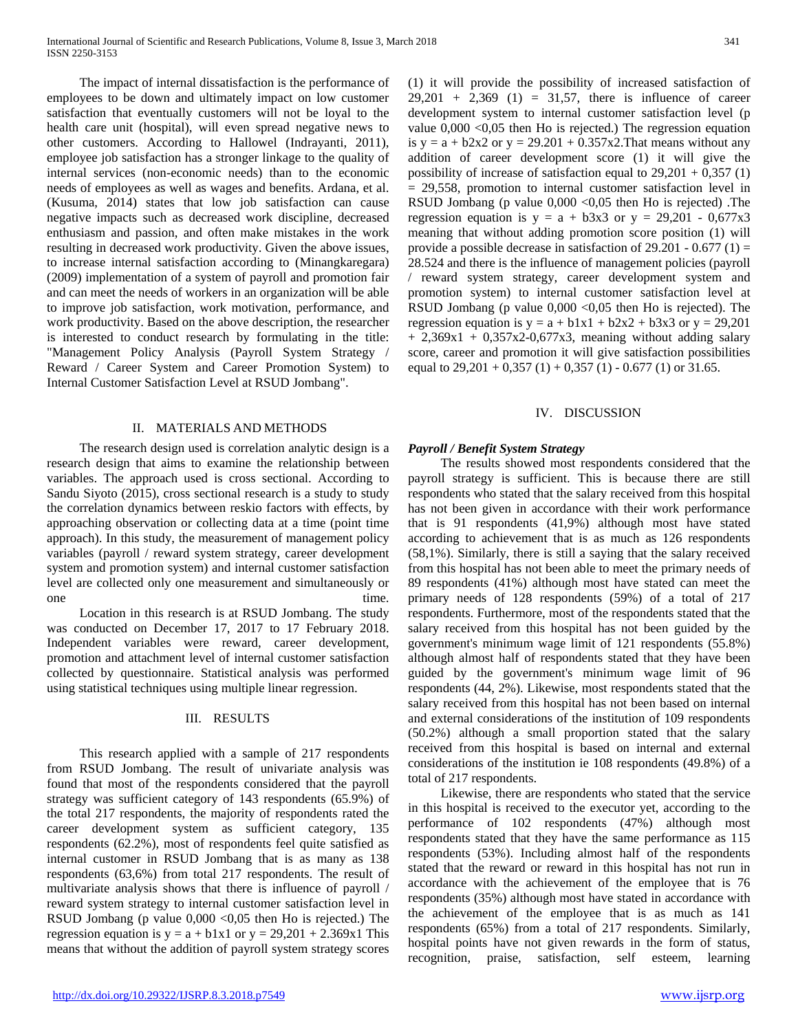The impact of internal dissatisfaction is the performance of employees to be down and ultimately impact on low customer satisfaction that eventually customers will not be loyal to the health care unit (hospital), will even spread negative news to other customers. According to Hallowel (Indrayanti, 2011), employee job satisfaction has a stronger linkage to the quality of internal services (non-economic needs) than to the economic needs of employees as well as wages and benefits. Ardana, et al. (Kusuma, 2014) states that low job satisfaction can cause negative impacts such as decreased work discipline, decreased enthusiasm and passion, and often make mistakes in the work resulting in decreased work productivity. Given the above issues, to increase internal satisfaction according to (Minangkaregara) (2009) implementation of a system of payroll and promotion fair and can meet the needs of workers in an organization will be able to improve job satisfaction, work motivation, performance, and work productivity. Based on the above description, the researcher is interested to conduct research by formulating in the title: "Management Policy Analysis (Payroll System Strategy / Reward / Career System and Career Promotion System) to Internal Customer Satisfaction Level at RSUD Jombang".

## II. MATERIALS AND METHODS

The research design used is correlation analytic design is a research design that aims to examine the relationship between variables. The approach used is cross sectional. According to Sandu Siyoto (2015), cross sectional research is a study to study the correlation dynamics between reskio factors with effects, by approaching observation or collecting data at a time (point time approach). In this study, the measurement of management policy variables (payroll / reward system strategy, career development system and promotion system) and internal customer satisfaction level are collected only one measurement and simultaneously or one time.

Location in this research is at RSUD Jombang. The study was conducted on December 17, 2017 to 17 February 2018. Independent variables were reward, career development, promotion and attachment level of internal customer satisfaction collected by questionnaire. Statistical analysis was performed using statistical techniques using multiple linear regression.

## III. RESULTS

This research applied with a sample of 217 respondents from RSUD Jombang. The result of univariate analysis was found that most of the respondents considered that the payroll strategy was sufficient category of 143 respondents (65.9%) of the total 217 respondents, the majority of respondents rated the career development system as sufficient category, 135 respondents (62.2%), most of respondents feel quite satisfied as internal customer in RSUD Jombang that is as many as 138 respondents (63,6%) from total 217 respondents. The result of multivariate analysis shows that there is influence of payroll / reward system strategy to internal customer satisfaction level in RSUD Jombang (p value 0,000 <0,05 then Ho is rejected.) The regression equation is $y = a + b1x1$ or $y = 29,201 + 2.369x1$ This means that without the addition of payroll system strategy scores (1) it will provide the possibility of increased satisfaction of $29,201 + 2,369 (1) = 31,57$, there is influence of career development system to internal customer satisfaction level (p value 0,000 <0,05 then Ho is rejected.) The regression equation is $y = a + b2x2$ or $y = 29.201 + 0.357x2$.That means without any addition of career development score (1) it will give the possibility of increase of satisfaction equal to $29,201 + 0,357 (1) = 29,558$, promotion to internal customer satisfaction level in RSUD Jombang (p value 0,000 <0,05 then Ho is rejected) .The regression equation is $y = a + b3x3$ or $y = 29,201 - 0,677x3$ meaning that without adding promotion score position (1) will provide a possible decrease in satisfaction of $29.201 - 0.677 (1) = 28.524$ and there is the influence of management policies (payroll / reward system strategy, career development system and promotion system) to internal customer satisfaction level at RSUD Jombang (p value 0,000 <0,05 then Ho is rejected). The regression equation is $y = a + b1x1 + b2x2 + b3x3$ or $y = 29,201 + 2,369x1 + 0,357x2-0,677x3$, meaning without adding salary score, career and promotion it will give satisfaction possibilities equal to $29,201 + 0,357 (1) + 0,357 (1) - 0.677 (1)$ or 31.65.

## IV. DISCUSSION

### *Payroll / Benefit System Strategy*

The results showed most respondents considered that the payroll strategy is sufficient. This is because there are still respondents who stated that the salary received from this hospital has not been given in accordance with their work performance that is 91 respondents (41,9%) although most have stated according to achievement that is as much as 126 respondents (58,1%). Similarly, there is still a saying that the salary received from this hospital has not been able to meet the primary needs of 89 respondents (41%) although most have stated can meet the primary needs of 128 respondents (59%) of a total of 217 respondents. Furthermore, most of the respondents stated that the salary received from this hospital has not been guided by the government's minimum wage limit of 121 respondents (55.8%) although almost half of respondents stated that they have been guided by the government's minimum wage limit of 96 respondents (44, 2%). Likewise, most respondents stated that the salary received from this hospital has not been based on internal and external considerations of the institution of 109 respondents (50.2%) although a small proportion stated that the salary received from this hospital is based on internal and external considerations of the institution ie 108 respondents (49.8%) of a total of 217 respondents.

Likewise, there are respondents who stated that the service in this hospital is received to the executor yet, according to the performance of 102 respondents (47%) although most respondents stated that they have the same performance as 115 respondents (53%). Including almost half of the respondents stated that the reward or reward in this hospital has not run in accordance with the achievement of the employee that is 76 respondents (35%) although most have stated in accordance with the achievement of the employee that is as much as 141 respondents (65%) from a total of 217 respondents. Similarly, hospital points have not given rewards in the form of status, recognition, praise, satisfaction, self esteem, learning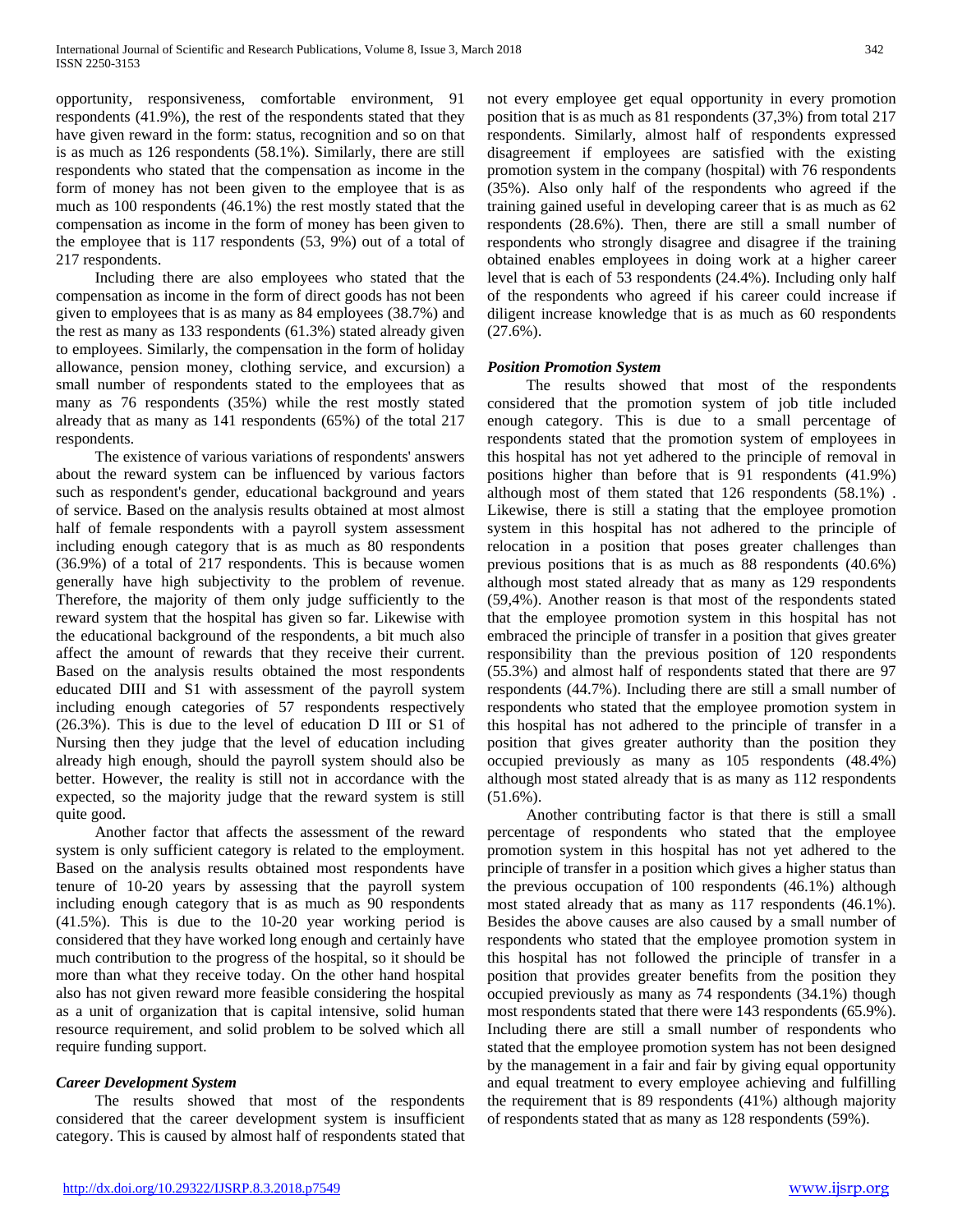opportunity, responsiveness, comfortable environment, 91 respondents (41.9%), the rest of the respondents stated that they have given reward in the form: status, recognition and so on that is as much as 126 respondents (58.1%). Similarly, there are still respondents who stated that the compensation as income in the form of money has not been given to the employee that is as much as 100 respondents (46.1%) the rest mostly stated that the compensation as income in the form of money has been given to the employee that is 117 respondents (53, 9%) out of a total of 217 respondents.

Including there are also employees who stated that the compensation as income in the form of direct goods has not been given to employees that is as many as 84 employees (38.7%) and the rest as many as 133 respondents (61.3%) stated already given to employees. Similarly, the compensation in the form of holiday allowance, pension money, clothing service, and excursion) a small number of respondents stated to the employees that as many as 76 respondents (35%) while the rest mostly stated already that as many as 141 respondents (65%) of the total 217 respondents.

The existence of various variations of respondents' answers about the reward system can be influenced by various factors such as respondent's gender, educational background and years of service. Based on the analysis results obtained at most almost half of female respondents with a payroll system assessment including enough category that is as much as 80 respondents (36.9%) of a total of 217 respondents. This is because women generally have high subjectivity to the problem of revenue. Therefore, the majority of them only judge sufficiently to the reward system that the hospital has given so far. Likewise with the educational background of the respondents, a bit much also affect the amount of rewards that they receive their current. Based on the analysis results obtained the most respondents educated DIII and S1 with assessment of the payroll system including enough categories of 57 respondents respectively (26.3%). This is due to the level of education D III or S1 of Nursing then they judge that the level of education including already high enough, should the payroll system should also be better. However, the reality is still not in accordance with the expected, so the majority judge that the reward system is still quite good.

Another factor that affects the assessment of the reward system is only sufficient category is related to the employment. Based on the analysis results obtained most respondents have tenure of 10-20 years by assessing that the payroll system including enough category that is as much as 90 respondents (41.5%). This is due to the 10-20 year working period is considered that they have worked long enough and certainly have much contribution to the progress of the hospital, so it should be more than what they receive today. On the other hand hospital also has not given reward more feasible considering the hospital as a unit of organization that is capital intensive, solid human resource requirement, and solid problem to be solved which all require funding support.

### *Career Development System*

The results showed that most of the respondents considered that the career development system is insufficient category. This is caused by almost half of respondents stated that not every employee get equal opportunity in every promotion position that is as much as 81 respondents (37,3%) from total 217 respondents. Similarly, almost half of respondents expressed disagreement if employees are satisfied with the existing promotion system in the company (hospital) with 76 respondents (35%). Also only half of the respondents who agreed if the training gained useful in developing career that is as much as 62 respondents (28.6%). Then, there are still a small number of respondents who strongly disagree and disagree if the training obtained enables employees in doing work at a higher career level that is each of 53 respondents (24.4%). Including only half of the respondents who agreed if his career could increase if diligent increase knowledge that is as much as 60 respondents (27.6%).

### *Position Promotion System*

The results showed that most of the respondents considered that the promotion system of job title included enough category. This is due to a small percentage of respondents stated that the promotion system of employees in this hospital has not yet adhered to the principle of removal in positions higher than before that is 91 respondents (41.9%) although most of them stated that 126 respondents (58.1%) . Likewise, there is still a stating that the employee promotion system in this hospital has not adhered to the principle of relocation in a position that poses greater challenges than previous positions that is as much as 88 respondents (40.6%) although most stated already that as many as 129 respondents (59,4%). Another reason is that most of the respondents stated that the employee promotion system in this hospital has not embraced the principle of transfer in a position that gives greater responsibility than the previous position of 120 respondents (55.3%) and almost half of respondents stated that there are 97 respondents (44.7%). Including there are still a small number of respondents who stated that the employee promotion system in this hospital has not adhered to the principle of transfer in a position that gives greater authority than the position they occupied previously as many as 105 respondents (48.4%) although most stated already that is as many as 112 respondents (51.6%).

Another contributing factor is that there is still a small percentage of respondents who stated that the employee promotion system in this hospital has not yet adhered to the principle of transfer in a position which gives a higher status than the previous occupation of 100 respondents (46.1%) although most stated already that as many as 117 respondents (46.1%). Besides the above causes are also caused by a small number of respondents who stated that the employee promotion system in this hospital has not followed the principle of transfer in a position that provides greater benefits from the position they occupied previously as many as 74 respondents (34.1%) though most respondents stated that there were 143 respondents (65.9%). Including there are still a small number of respondents who stated that the employee promotion system has not been designed by the management in a fair and fair by giving equal opportunity and equal treatment to every employee achieving and fulfilling the requirement that is 89 respondents (41%) although majority of respondents stated that as many as 128 respondents (59%).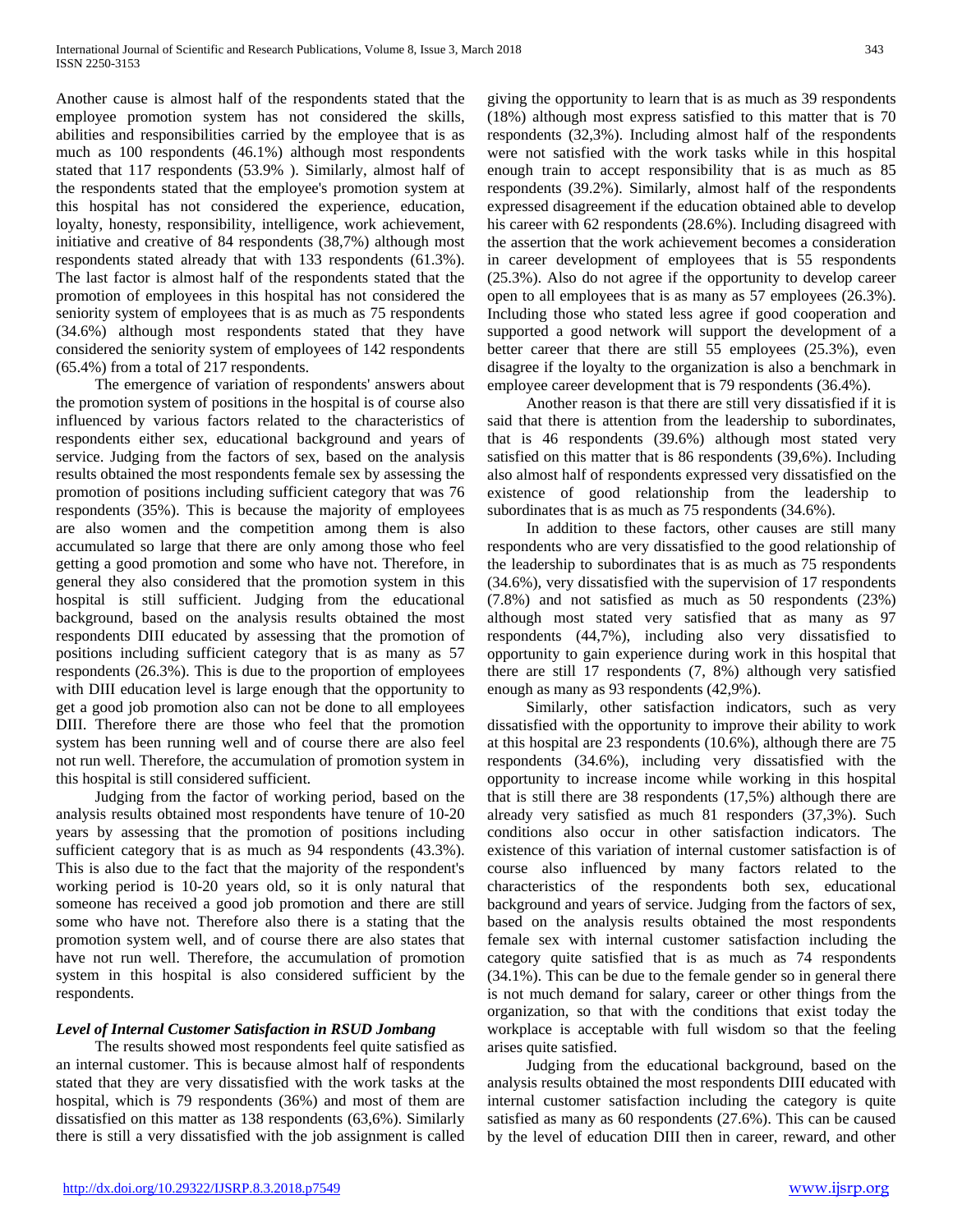Another cause is almost half of the respondents stated that the employee promotion system has not considered the skills, abilities and responsibilities carried by the employee that is as much as 100 respondents (46.1%) although most respondents stated that 117 respondents (53.9% ). Similarly, almost half of the respondents stated that the employee's promotion system at this hospital has not considered the experience, education, loyalty, honesty, responsibility, intelligence, work achievement, initiative and creative of 84 respondents (38,7%) although most respondents stated already that with 133 respondents (61.3%). The last factor is almost half of the respondents stated that the promotion of employees in this hospital has not considered the seniority system of employees that is as much as 75 respondents (34.6%) although most respondents stated that they have considered the seniority system of employees of 142 respondents (65.4%) from a total of 217 respondents.

The emergence of variation of respondents' answers about the promotion system of positions in the hospital is of course also influenced by various factors related to the characteristics of respondents either sex, educational background and years of service. Judging from the factors of sex, based on the analysis results obtained the most respondents female sex by assessing the promotion of positions including sufficient category that was 76 respondents (35%). This is because the majority of employees are also women and the competition among them is also accumulated so large that there are only among those who feel getting a good promotion and some who have not. Therefore, in general they also considered that the promotion system in this hospital is still sufficient. Judging from the educational background, based on the analysis results obtained the most respondents DIII educated by assessing that the promotion of positions including sufficient category that is as many as 57 respondents (26.3%). This is due to the proportion of employees with DIII education level is large enough that the opportunity to get a good job promotion also can not be done to all employees DIII. Therefore there are those who feel that the promotion system has been running well and of course there are also feel not run well. Therefore, the accumulation of promotion system in this hospital is still considered sufficient.

Judging from the factor of working period, based on the analysis results obtained most respondents have tenure of 10-20 years by assessing that the promotion of positions including sufficient category that is as much as 94 respondents (43.3%). This is also due to the fact that the majority of the respondent's working period is 10-20 years old, so it is only natural that someone has received a good job promotion and there are still some who have not. Therefore also there is a stating that the promotion system well, and of course there are also states that have not run well. Therefore, the accumulation of promotion system in this hospital is also considered sufficient by the respondents.

### *Level of Internal Customer Satisfaction in RSUD Jombang*

The results showed most respondents feel quite satisfied as an internal customer. This is because almost half of respondents stated that they are very dissatisfied with the work tasks at the hospital, which is 79 respondents (36%) and most of them are dissatisfied on this matter as 138 respondents (63,6%). Similarly there is still a very dissatisfied with the job assignment is called giving the opportunity to learn that is as much as 39 respondents (18%) although most express satisfied to this matter that is 70 respondents (32,3%). Including almost half of the respondents were not satisfied with the work tasks while in this hospital enough train to accept responsibility that is as much as 85 respondents (39.2%). Similarly, almost half of the respondents expressed disagreement if the education obtained able to develop his career with 62 respondents (28.6%). Including disagreed with the assertion that the work achievement becomes a consideration in career development of employees that is 55 respondents (25.3%). Also do not agree if the opportunity to develop career open to all employees that is as many as 57 employees (26.3%). Including those who stated less agree if good cooperation and supported a good network will support the development of a better career that there are still 55 employees (25.3%), even disagree if the loyalty to the organization is also a benchmark in employee career development that is 79 respondents (36.4%).

Another reason is that there are still very dissatisfied if it is said that there is attention from the leadership to subordinates, that is 46 respondents (39.6%) although most stated very satisfied on this matter that is 86 respondents (39,6%). Including also almost half of respondents expressed very dissatisfied on the existence of good relationship from the leadership to subordinates that is as much as 75 respondents (34.6%).

In addition to these factors, other causes are still many respondents who are very dissatisfied to the good relationship of the leadership to subordinates that is as much as 75 respondents (34.6%), very dissatisfied with the supervision of 17 respondents (7.8%) and not satisfied as much as 50 respondents (23%) although most stated very satisfied that as many as 97 respondents (44,7%), including also very dissatisfied to opportunity to gain experience during work in this hospital that there are still 17 respondents (7, 8%) although very satisfied enough as many as 93 respondents (42,9%).

Similarly, other satisfaction indicators, such as very dissatisfied with the opportunity to improve their ability to work at this hospital are 23 respondents (10.6%), although there are 75 respondents (34.6%), including very dissatisfied with the opportunity to increase income while working in this hospital that is still there are 38 respondents (17,5%) although there are already very satisfied as much 81 responders (37,3%). Such conditions also occur in other satisfaction indicators. The existence of this variation of internal customer satisfaction is of course also influenced by many factors related to the characteristics of the respondents both sex, educational background and years of service. Judging from the factors of sex, based on the analysis results obtained the most respondents female sex with internal customer satisfaction including the category quite satisfied that is as much as 74 respondents (34.1%). This can be due to the female gender so in general there is not much demand for salary, career or other things from the organization, so that with the conditions that exist today the workplace is acceptable with full wisdom so that the feeling arises quite satisfied.

Judging from the educational background, based on the analysis results obtained the most respondents DIII educated with internal customer satisfaction including the category is quite satisfied as many as 60 respondents (27.6%). This can be caused by the level of education DIII then in career, reward, and other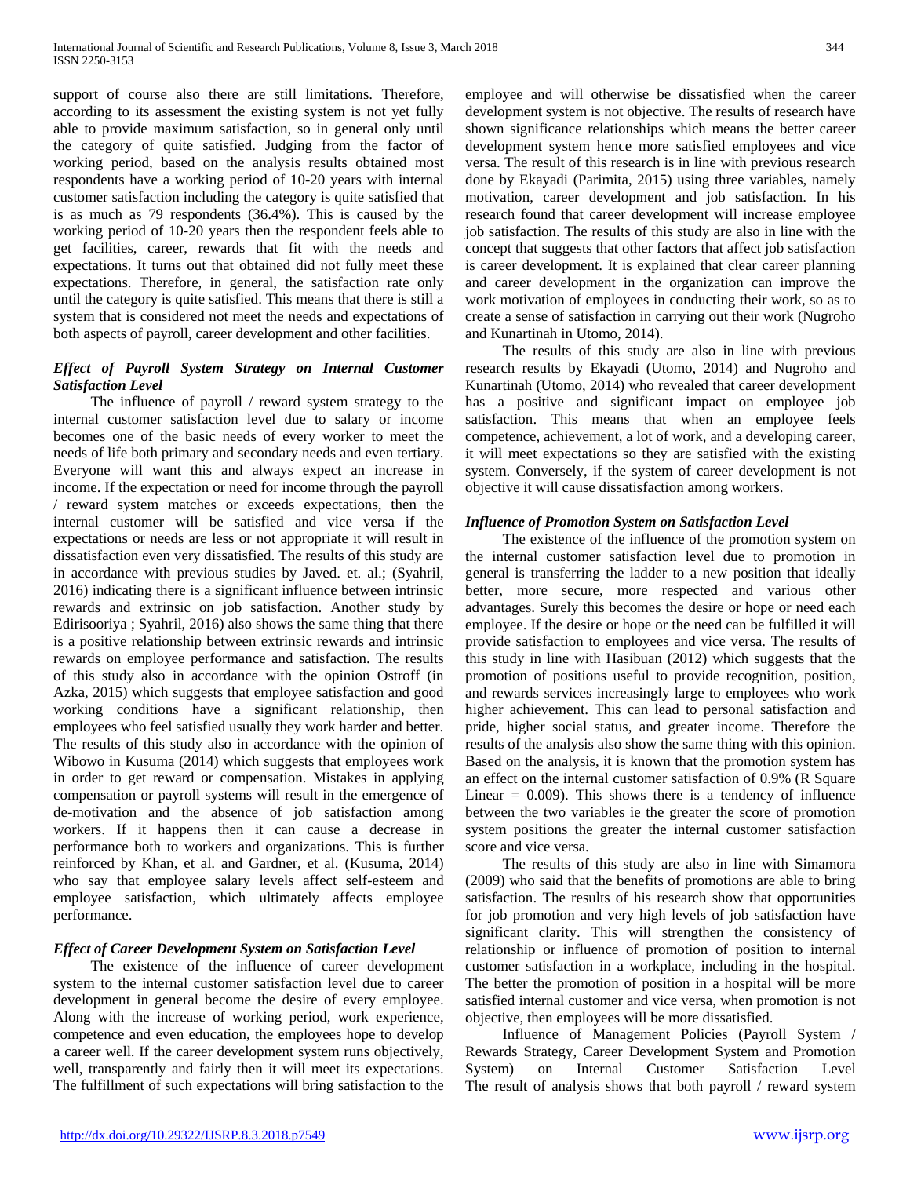support of course also there are still limitations. Therefore, according to its assessment the existing system is not yet fully able to provide maximum satisfaction, so in general only until the category of quite satisfied. Judging from the factor of working period, based on the analysis results obtained most respondents have a working period of 10-20 years with internal customer satisfaction including the category is quite satisfied that is as much as 79 respondents (36.4%). This is caused by the working period of 10-20 years then the respondent feels able to get facilities, career, rewards that fit with the needs and expectations. It turns out that obtained did not fully meet these expectations. Therefore, in general, the satisfaction rate only until the category is quite satisfied. This means that there is still a system that is considered not meet the needs and expectations of both aspects of payroll, career development and other facilities.

### *Effect of Payroll System Strategy on Internal Customer Satisfaction Level*

The influence of payroll / reward system strategy to the internal customer satisfaction level due to salary or income becomes one of the basic needs of every worker to meet the needs of life both primary and secondary needs and even tertiary. Everyone will want this and always expect an increase in income. If the expectation or need for income through the payroll / reward system matches or exceeds expectations, then the internal customer will be satisfied and vice versa if the expectations or needs are less or not appropriate it will result in dissatisfaction even very dissatisfied. The results of this study are in accordance with previous studies by Javed. et. al.; (Syahril, 2016) indicating there is a significant influence between intrinsic rewards and extrinsic on job satisfaction. Another study by Edirisooriya ; Syahril, 2016) also shows the same thing that there is a positive relationship between extrinsic rewards and intrinsic rewards on employee performance and satisfaction. The results of this study also in accordance with the opinion Ostroff (in Azka, 2015) which suggests that employee satisfaction and good working conditions have a significant relationship, then employees who feel satisfied usually they work harder and better. The results of this study also in accordance with the opinion of Wibowo in Kusuma (2014) which suggests that employees work in order to get reward or compensation. Mistakes in applying compensation or payroll systems will result in the emergence of de-motivation and the absence of job satisfaction among workers. If it happens then it can cause a decrease in performance both to workers and organizations. This is further reinforced by Khan, et al. and Gardner, et al. (Kusuma, 2014) who say that employee salary levels affect self-esteem and employee satisfaction, which ultimately affects employee performance.

### *Effect of Career Development System on Satisfaction Level*

The existence of the influence of career development system to the internal customer satisfaction level due to career development in general become the desire of every employee. Along with the increase of working period, work experience, competence and even education, the employees hope to develop a career well. If the career development system runs objectively, well, transparently and fairly then it will meet its expectations. The fulfillment of such expectations will bring satisfaction to the employee and will otherwise be dissatisfied when the career development system is not objective. The results of research have shown significance relationships which means the better career development system hence more satisfied employees and vice versa. The result of this research is in line with previous research done by Ekayadi (Parimita, 2015) using three variables, namely motivation, career development and job satisfaction. In his research found that career development will increase employee job satisfaction. The results of this study are also in line with the concept that suggests that other factors that affect job satisfaction is career development. It is explained that clear career planning and career development in the organization can improve the work motivation of employees in conducting their work, so as to create a sense of satisfaction in carrying out their work (Nugroho and Kunartinah in Utomo, 2014).

The results of this study are also in line with previous research results by Ekayadi (Utomo, 2014) and Nugroho and Kunartinah (Utomo, 2014) who revealed that career development has a positive and significant impact on employee job satisfaction. This means that when an employee feels competence, achievement, a lot of work, and a developing career, it will meet expectations so they are satisfied with the existing system. Conversely, if the system of career development is not objective it will cause dissatisfaction among workers.

### *Influence of Promotion System on Satisfaction Level*

The existence of the influence of the promotion system on the internal customer satisfaction level due to promotion in general is transferring the ladder to a new position that ideally better, more secure, more respected and various other advantages. Surely this becomes the desire or hope or need each employee. If the desire or hope or the need can be fulfilled it will provide satisfaction to employees and vice versa. The results of this study in line with Hasibuan (2012) which suggests that the promotion of positions useful to provide recognition, position, and rewards services increasingly large to employees who work higher achievement. This can lead to personal satisfaction and pride, higher social status, and greater income. Therefore the results of the analysis also show the same thing with this opinion. Based on the analysis, it is known that the promotion system has an effect on the internal customer satisfaction of 0.9% (R Square Linear = 0.009). This shows there is a tendency of influence between the two variables ie the greater the score of promotion system positions the greater the internal customer satisfaction score and vice versa.

The results of this study are also in line with Simamora (2009) who said that the benefits of promotions are able to bring satisfaction. The results of his research show that opportunities for job promotion and very high levels of job satisfaction have significant clarity. This will strengthen the consistency of relationship or influence of promotion of position to internal customer satisfaction in a workplace, including in the hospital. The better the promotion of position in a hospital will be more satisfied internal customer and vice versa, when promotion is not objective, then employees will be more dissatisfied.

Influence of Management Policies (Payroll System / Rewards Strategy, Career Development System and Promotion System) on Internal Customer Satisfaction Level

The result of analysis shows that both payroll / reward system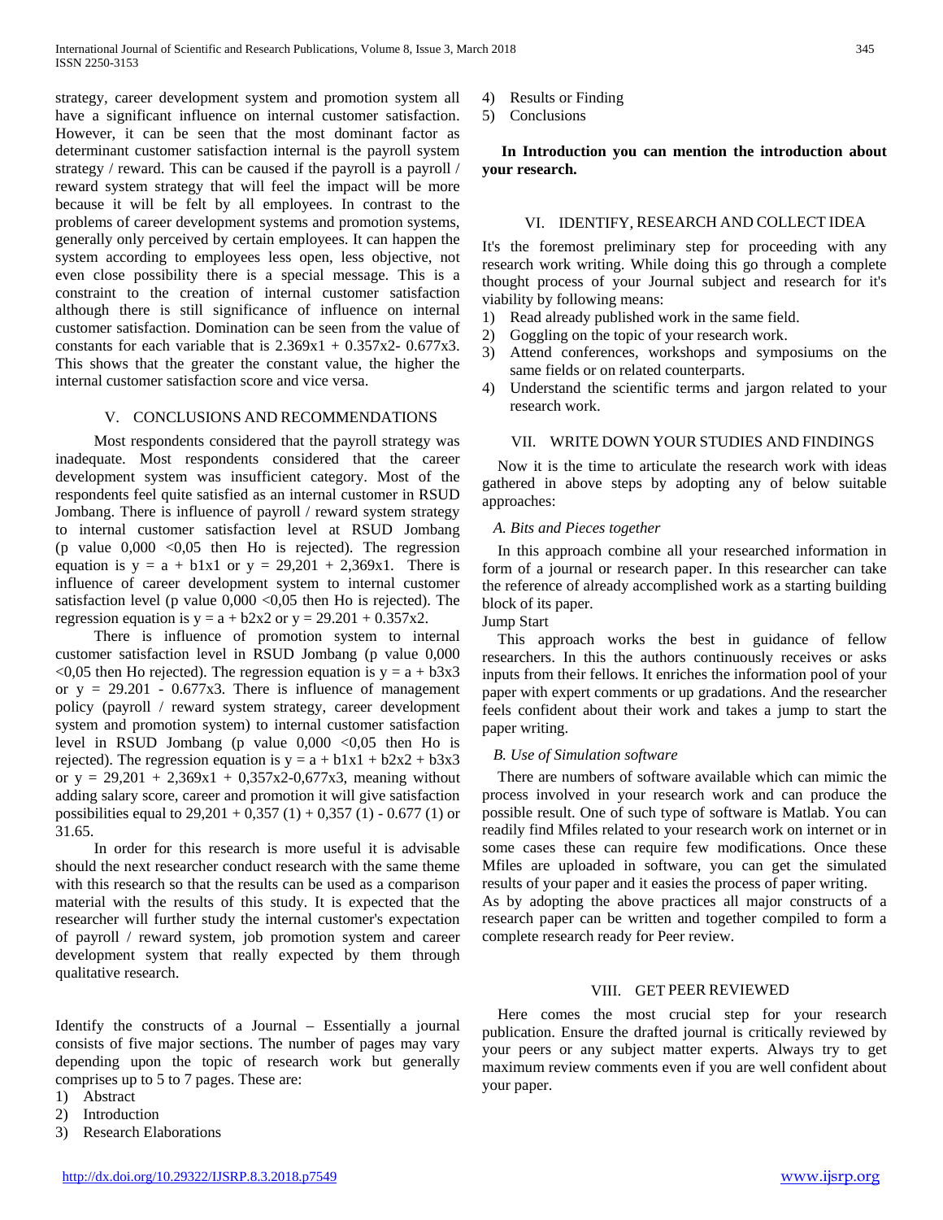strategy, career development system and promotion system all have a significant influence on internal customer satisfaction. However, it can be seen that the most dominant factor as determinant customer satisfaction internal is the payroll system strategy / reward. This can be caused if the payroll is a payroll / reward system strategy that will feel the impact will be more because it will be felt by all employees. In contrast to the problems of career development systems and promotion systems, generally only perceived by certain employees. It can happen the system according to employees less open, less objective, not even close possibility there is a special message. This is a constraint to the creation of internal customer satisfaction although there is still significance of influence on internal customer satisfaction. Domination can be seen from the value of constants for each variable that is $2.369x1 + 0.357x2 - 0.677x3$. This shows that the greater the constant value, the higher the internal customer satisfaction score and vice versa.

## V. CONCLUSIONS AND RECOMMENDATIONS

Most respondents considered that the payroll strategy was inadequate. Most respondents considered that the career development system was insufficient category. Most of the respondents feel quite satisfied as an internal customer in RSUD Jombang. There is influence of payroll / reward system strategy to internal customer satisfaction level at RSUD Jombang (p value 0,000 <0,05 then Ho is rejected). The regression equation is $y = a + b1x1$ or $y = 29,201 + 2,369x1$. There is influence of career development system to internal customer satisfaction level (p value 0,000 <0,05 then Ho is rejected). The regression equation is $y = a + b2x2$ or $y = 29.201 + 0.357x2$.

There is influence of promotion system to internal customer satisfaction level in RSUD Jombang (p value 0,000 <0,05 then Ho rejected). The regression equation is $y = a + b3x3$ or $y = 29.201 - 0.677x3$. There is influence of management policy (payroll / reward system strategy, career development system and promotion system) to internal customer satisfaction level in RSUD Jombang (p value 0,000 <0,05 then Ho is rejected). The regression equation is $y = a + b1x1 + b2x2 + b3x3$ or $y = 29,201 + 2,369x1 + 0,357x2-0,677x3$, meaning without adding salary score, career and promotion it will give satisfaction possibilities equal to $29,201 + 0,357 (1) + 0,357 (1) - 0.677 (1)$ or 31.65.

In order for this research is more useful it is advisable should the next researcher conduct research with the same theme with this research so that the results can be used as a comparison material with the results of this study. It is expected that the researcher will further study the internal customer's expectation of payroll / reward system, job promotion system and career development system that really expected by them through qualitative research.

Identify the constructs of a Journal – Essentially a journal consists of five major sections. The number of pages may vary depending upon the topic of research work but generally comprises up to 5 to 7 pages. These are:

1) Abstract
2) Introduction
3) Research Elaborations
4) Results or Finding
5) Conclusions

**In Introduction you can mention the introduction about your research.**

## VI. IDENTIFY, RESEARCH AND COLLECT IDEA

It's the foremost preliminary step for proceeding with any research work writing. While doing this go through a complete thought process of your Journal subject and research for it's viability by following means:

1) Read already published work in the same field.
2) Goggling on the topic of your research work.
3) Attend conferences, workshops and symposiums on the same fields or on related counterparts.
4) Understand the scientific terms and jargon related to your research work.

## VII. WRITE DOWN YOUR STUDIES AND FINDINGS

Now it is the time to articulate the research work with ideas gathered in above steps by adopting any of below suitable approaches:

### *A. Bits and Pieces together*

In this approach combine all your researched information in form of a journal or research paper. In this researcher can take the reference of already accomplished work as a starting building block of its paper.

Jump Start

This approach works the best in guidance of fellow researchers. In this the authors continuously receives or asks inputs from their fellows. It enriches the information pool of your paper with expert comments or up gradations. And the researcher feels confident about their work and takes a jump to start the paper writing.

### *B. Use of Simulation software*

There are numbers of software available which can mimic the process involved in your research work and can produce the possible result. One of such type of software is Matlab. You can readily find Mfiles related to your research work on internet or in some cases these can require few modifications. Once these Mfiles are uploaded in software, you can get the simulated results of your paper and it easies the process of paper writing.

As by adopting the above practices all major constructs of a research paper can be written and together compiled to form a complete research ready for Peer review.

## VIII. GET PEER REVIEWED

Here comes the most crucial step for your research publication. Ensure the drafted journal is critically reviewed by your peers or any subject matter experts. Always try to get maximum review comments even if you are well confident about your paper.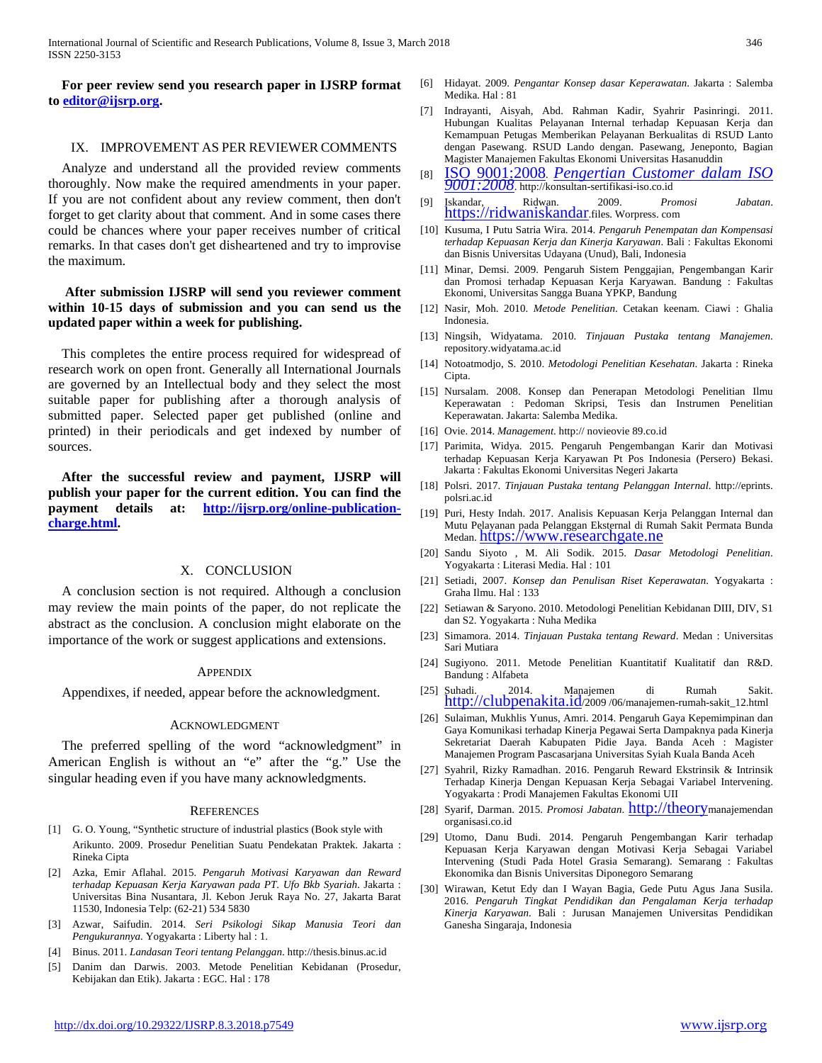**For peer review send you research paper in IJSRP format to editor@ijsrp.org.**

## IX. IMPROVEMENT AS PER REVIEWER COMMENTS

Analyze and understand all the provided review comments thoroughly. Now make the required amendments in your paper. If you are not confident about any review comment, then don't forget to get clarity about that comment. And in some cases there could be chances where your paper receives number of critical remarks. In that cases don't get disheartened and try to improvise the maximum.

**After submission IJSRP will send you reviewer comment within 10-15 days of submission and you can send us the updated paper within a week for publishing.**

This completes the entire process required for widespread of research work on open front. Generally all International Journals are governed by an Intellectual body and they select the most suitable paper for publishing after a thorough analysis of submitted paper. Selected paper get published (online and printed) in their periodicals and get indexed by number of sources.

**After the successful review and payment, IJSRP will publish your paper for the current edition. You can find the payment details at: http://ijsrp.org/online-publication-charge.html.**

## X. CONCLUSION

A conclusion section is not required. Although a conclusion may review the main points of the paper, do not replicate the abstract as the conclusion. A conclusion might elaborate on the importance of the work or suggest applications and extensions.

### APPENDIX

Appendixes, if needed, appear before the acknowledgment.

### ACKNOWLEDGMENT

The preferred spelling of the word "acknowledgment" in American English is without an "e" after the "g." Use the singular heading even if you have many acknowledgments.

### REFERENCES

[1] G. O. Young, "Synthetic structure of industrial plastics (Book style with Arikunto. 2009. Prosedur Penelitian Suatu Pendekatan Praktek. Jakarta : Rineka Cipta

[2] Azka, Emir Aflahal. 2015. *Pengaruh Motivasi Karyawan dan Reward terhadap Kepuasan Kerja Karyawan pada PT. Ufo Bkb Syariah*. Jakarta : Universitas Bina Nusantara, Jl. Kebon Jeruk Raya No. 27, Jakarta Barat 11530, Indonesia Telp: (62-21) 534 5830

[3] Azwar, Saifudin. 2014. *Seri Psikologi Sikap Manusia Teori dan Pengukurannya.* Yogyakarta : Liberty hal : 1.

[4] Binus. 2011. *Landasan Teori tentang Pelanggan*. http://thesis.binus.ac.id

[5] Danim dan Darwis. 2003. Metode Penelitian Kebidanan (Prosedur, Kebijakan dan Etik). Jakarta : EGC. Hal : 178

[6] Hidayat. 2009. *Pengantar Konsep dasar Keperawatan*. Jakarta : Salemba Medika. Hal : 81

[7] Indrayanti, Aisyah, Abd. Rahman Kadir, Syahrir Pasinringi. 2011. Hubungan Kualitas Pelayanan Internal terhadap Kepuasan Kerja dan Kemampuan Petugas Memberikan Pelayanan Berkualitas di RSUD Lanto dengan Pasewang. RSUD Lando dengan. Pasewang, Jeneponto, Bagian Magister Manajemen Fakultas Ekonomi Universitas Hasanuddin

[8] ISO 9001:2008. *Pengertian Customer dalam ISO 9001:2008*. http://konsultan-sertifikasi-iso.co.id

[9] Iskandar, Ridwan. 2009. *Promosi Jabatan*. https://ridwaniskandar.files. Worpress. com

[10] Kusuma, I Putu Satria Wira. 2014. *Pengaruh Penempatan dan Kompensasi terhadap Kepuasan Kerja dan Kinerja Karyawan*. Bali : Fakultas Ekonomi dan Bisnis Universitas Udayana (Unud), Bali, Indonesia

[11] Minar, Demsi. 2009. Pengaruh Sistem Penggajian, Pengembangan Karir dan Promosi terhadap Kepuasan Kerja Karyawan. Bandung : Fakultas Ekonomi, Universitas Sangga Buana YPKP, Bandung

[12] Nasir, Moh. 2010. *Metode Penelitian*. Cetakan keenam. Ciawi : Ghalia Indonesia.

[13] Ningsih, Widyatama. 2010. *Tinjauan Pustaka tentang Manajemen*. repository.widyatama.ac.id

[14] Notoatmodjo, S. 2010. *Metodologi Penelitian Kesehatan*. Jakarta : Rineka Cipta.

[15] Nursalam. 2008. Konsep dan Penerapan Metodologi Penelitian Ilmu Keperawatan : Pedoman Skripsi, Tesis dan Instrumen Penelitian Keperawatan. Jakarta: Salemba Medika.

[16] Ovie. 2014. *Management*. http:// novieovie 89.co.id

[17] Parimita, Widya. 2015. Pengaruh Pengembangan Karir dan Motivasi terhadap Kepuasan Kerja Karyawan Pt Pos Indonesia (Persero) Bekasi. Jakarta : Fakultas Ekonomi Universitas Negeri Jakarta

[18] Polsri. 2017. *Tinjauan Pustaka tentang Pelanggan Internal*. http://eprints.polsri.ac.id

[19] Puri, Hesty Indah. 2017. Analisis Kepuasan Kerja Pelanggan Internal dan Mutu Pelayanan pada Pelanggan Eksternal di Rumah Sakit Permata Bunda Medan. https://www.researchgate.ne

[20] Sandu Siyoto , M. Ali Sodik. 2015. *Dasar Metodologi Penelitian*. Yogyakarta : Literasi Media. Hal : 101

[21] Setiadi, 2007. *Konsep dan Penulisan Riset Keperawatan*. Yogyakarta : Graha Ilmu. Hal : 133

[22] Setiawan & Saryono. 2010. Metodologi Penelitian Kebidanan DIII, DIV, S1 dan S2. Yogyakarta : Nuha Medika

[23] Simamora. 2014. *Tinjauan Pustaka tentang Reward*. Medan : Universitas Sari Mutiara

[24] Sugiyono. 2011. Metode Penelitian Kuantitatif Kualitatif dan R&D. Bandung : Alfabeta

[25] Suhadi. 2014. Manajemen di Rumah Sakit. http://clubpenakita.id/2009 /06/manajemen-rumah-sakit_12.html

[26] Sulaiman, Mukhlis Yunus, Amri. 2014. Pengaruh Gaya Kepemimpinan dan Gaya Komunikasi terhadap Kinerja Pegawai Serta Dampaknya pada Kinerja Sekretariat Daerah Kabupaten Pidie Jaya. Banda Aceh : Magister Manajemen Program Pascasarjana Universitas Syiah Kuala Banda Aceh

[27] Syahril, Rizky Ramadhan. 2016. Pengaruh Reward Ekstrinsik & Intrinsik Terhadap Kinerja Dengan Kepuasan Kerja Sebagai Variabel Intervening. Yogyakarta : Prodi Manajemen Fakultas Ekonomi UII

[28] Syarif, Darman. 2015. *Promosi Jabatan*. http://theorymanajemendan organisasi.co.id

[29] Utomo, Danu Budi. 2014. Pengaruh Pengembangan Karir terhadap Kepuasan Kerja Karyawan dengan Motivasi Kerja Sebagai Variabel Intervening (Studi Pada Hotel Grasia Semarang). Semarang : Fakultas Ekonomika dan Bisnis Universitas Diponegoro Semarang

[30] Wirawan, Ketut Edy dan I Wayan Bagia, Gede Putu Agus Jana Susila. 2016. *Pengaruh Tingkat Pendidikan dan Pengalaman Kerja terhadap Kinerja Karyawan.* Bali : Jurusan Manajemen Universitas Pendidikan Ganesha Singaraja, Indonesia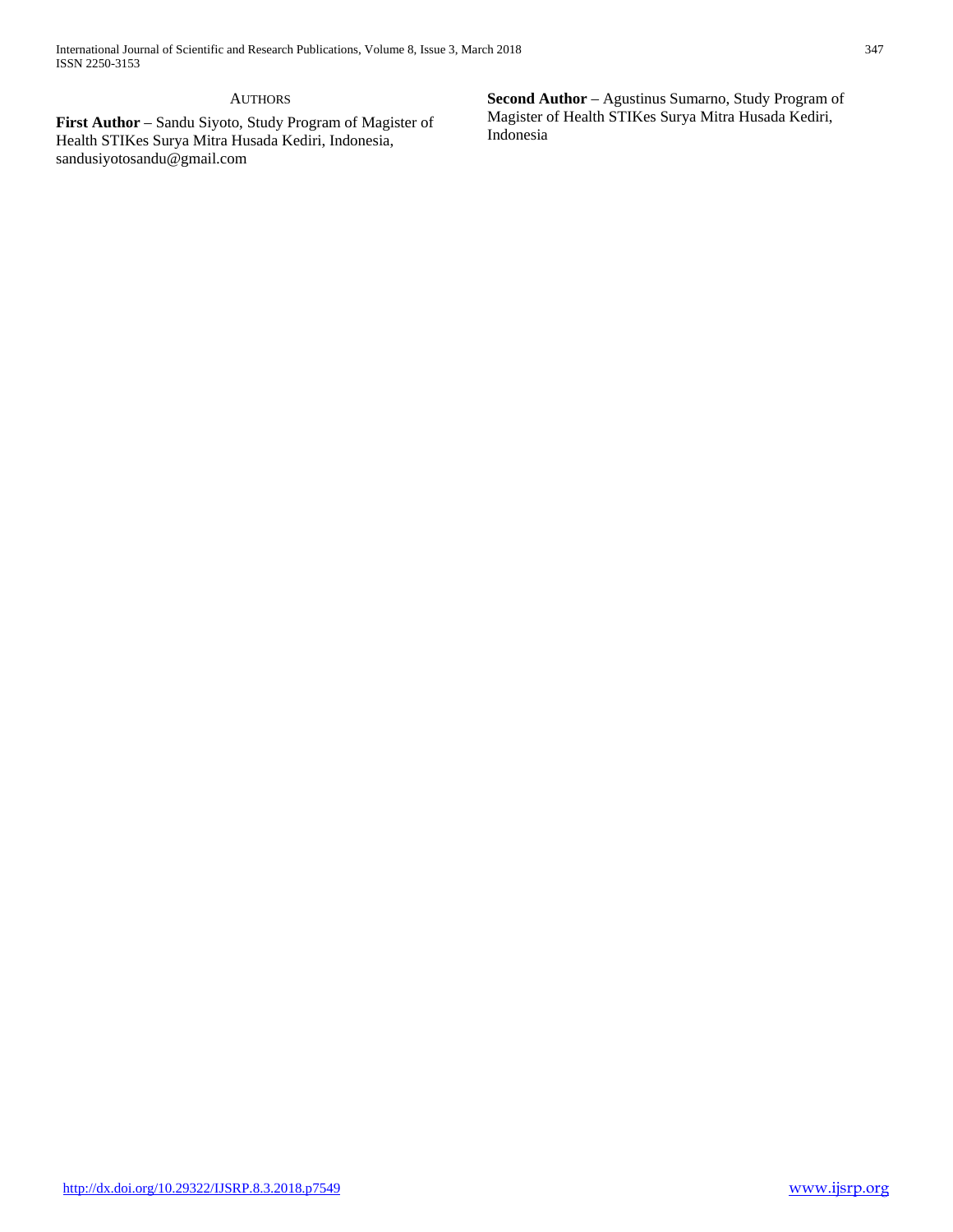## AUTHORS

**First Author** – Sandu Siyoto, Study Program of Magister of Health STIKes Surya Mitra Husada Kediri, Indonesia, sandusiyotosandu@gmail.com

**Second Author** – Agustinus Sumarno, Study Program of Magister of Health STIKes Surya Mitra Husada Kediri, Indonesia